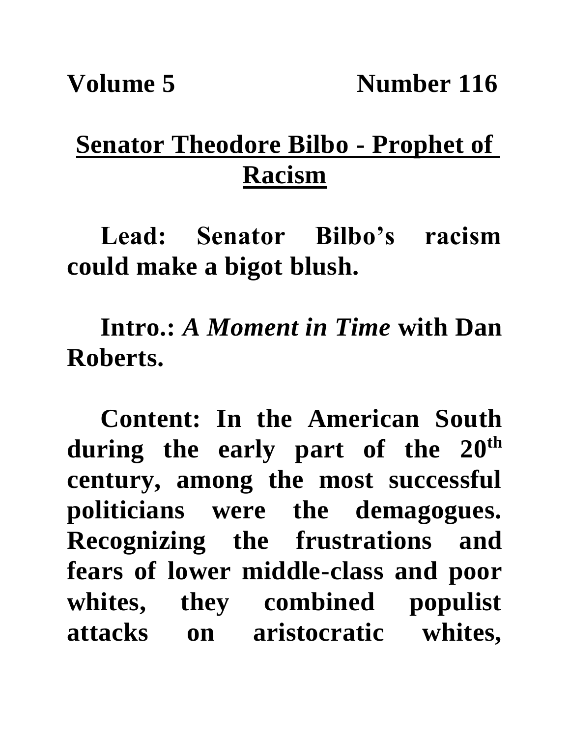**Volume 5 Number 116**

# Senator Theodore Bilbo - Prophet of Racism

**Lead: Senator Bilbo's racism could make a bigot blush.**

**Intro.:** ***A Moment in Time*** **with Dan Roberts.**

**Content: In the American South during the early part of the 20th century, among the most successful politicians were the demagogues. Recognizing the frustrations and fears of lower middle-class and poor whites, they combined populist attacks on aristocratic whites,**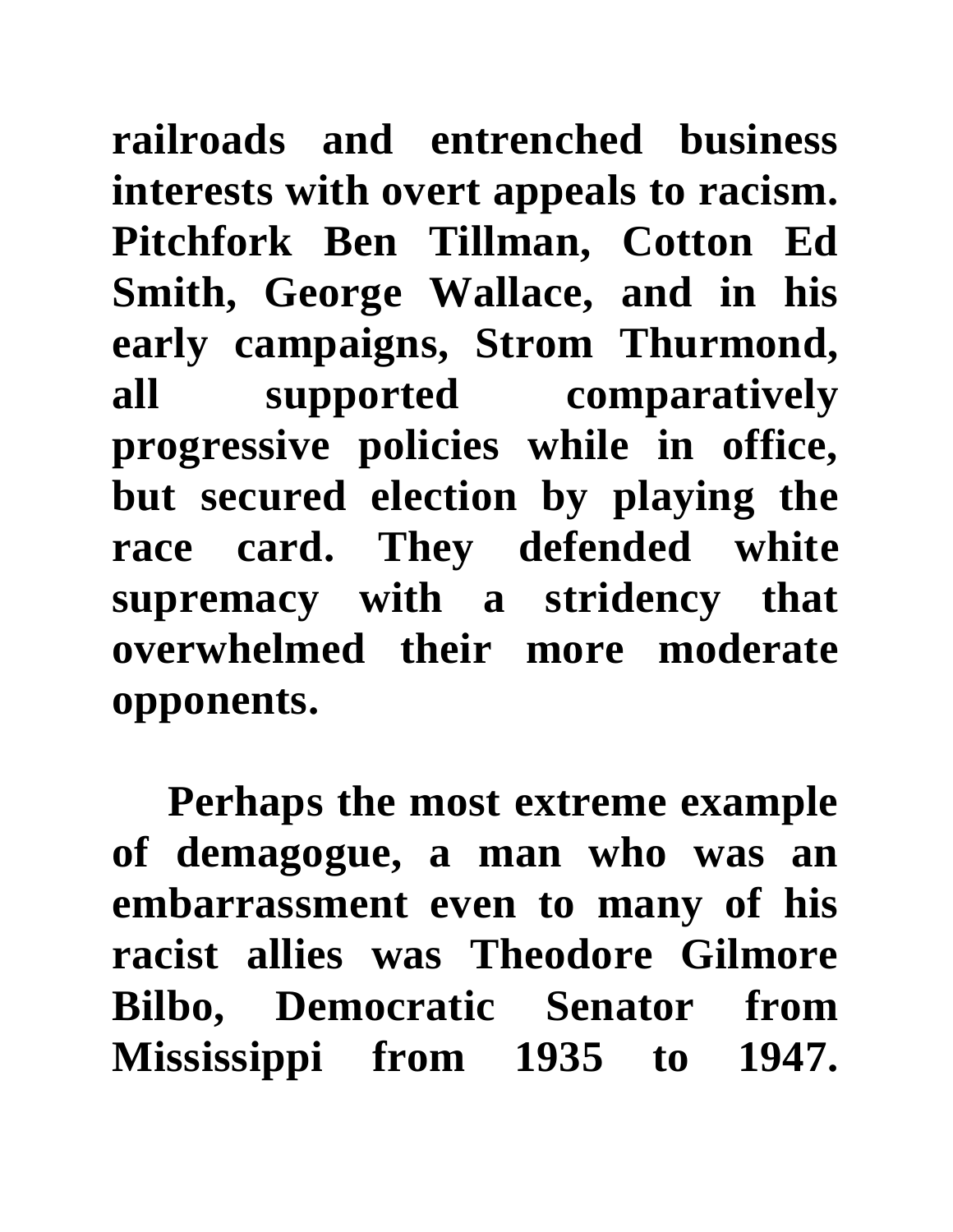**railroads and entrenched business interests with overt appeals to racism. Pitchfork Ben Tillman, Cotton Ed Smith, George Wallace, and in his early campaigns, Strom Thurmond, all supported comparatively progressive policies while in office, but secured election by playing the race card. They defended white supremacy with a stridency that overwhelmed their more moderate opponents.**

**Perhaps the most extreme example of demagogue, a man who was an embarrassment even to many of his racist allies was Theodore Gilmore Bilbo, Democratic Senator from Mississippi from 1935 to 1947.**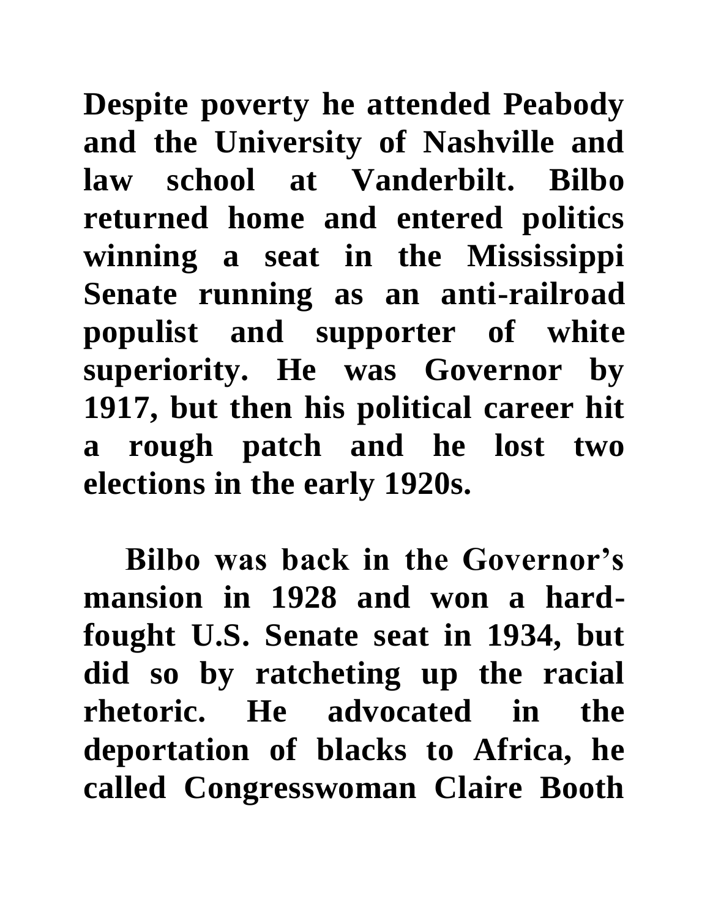**Despite poverty he attended Peabody and the University of Nashville and law school at Vanderbilt. Bilbo returned home and entered politics winning a seat in the Mississippi Senate running as an anti-railroad populist and supporter of white superiority. He was Governor by 1917, but then his political career hit a rough patch and he lost two elections in the early 1920s.**

**Bilbo was back in the Governor's mansion in 1928 and won a hard-fought U.S. Senate seat in 1934, but did so by ratcheting up the racial rhetoric. He advocated in the deportation of blacks to Africa, he called Congresswoman Claire Booth**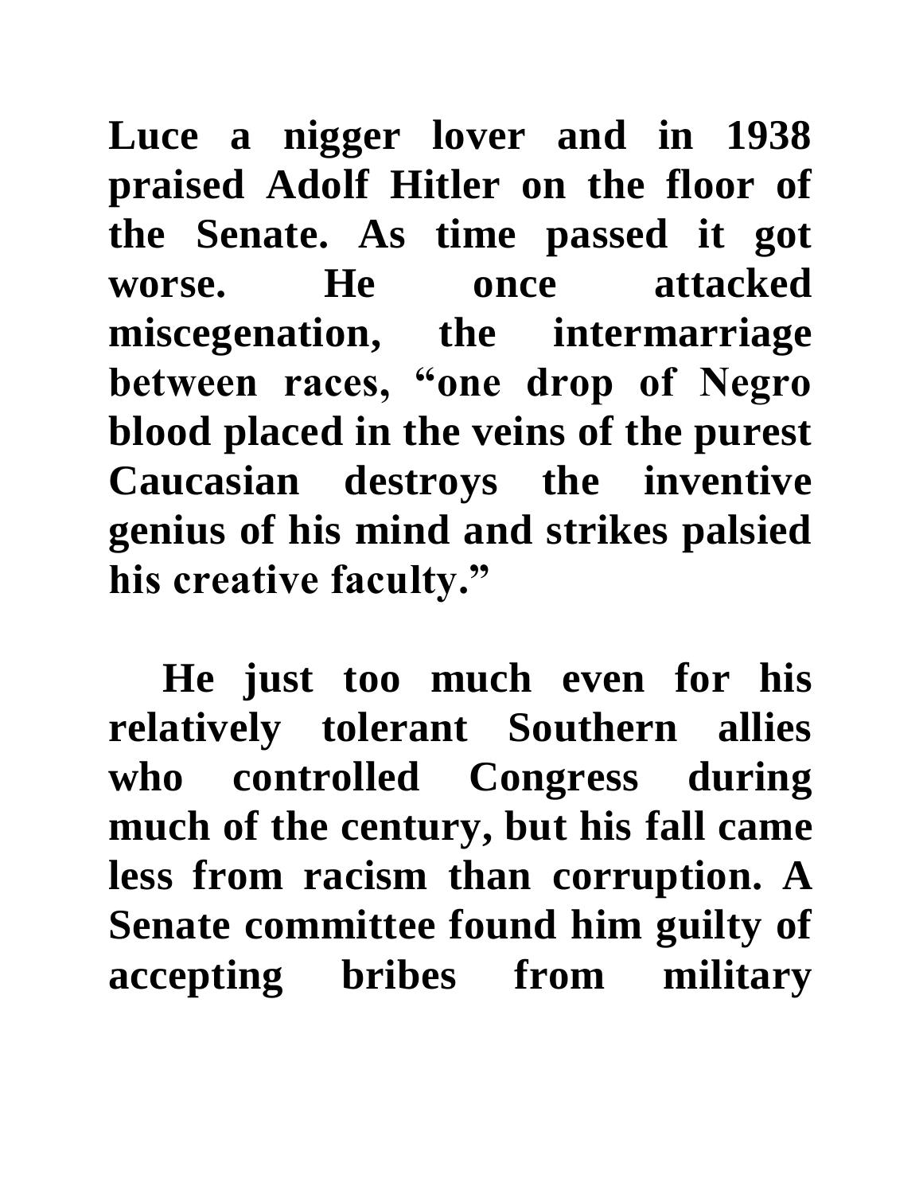**Luce a nigger lover and in 1938 praised Adolf Hitler on the floor of the Senate. As time passed it got worse. He once attacked miscegenation, the intermarriage between races, "one drop of Negro blood placed in the veins of the purest Caucasian destroys the inventive genius of his mind and strikes palsied his creative faculty."**

**He just too much even for his relatively tolerant Southern allies who controlled Congress during much of the century, but his fall came less from racism than corruption. A Senate committee found him guilty of accepting bribes from military**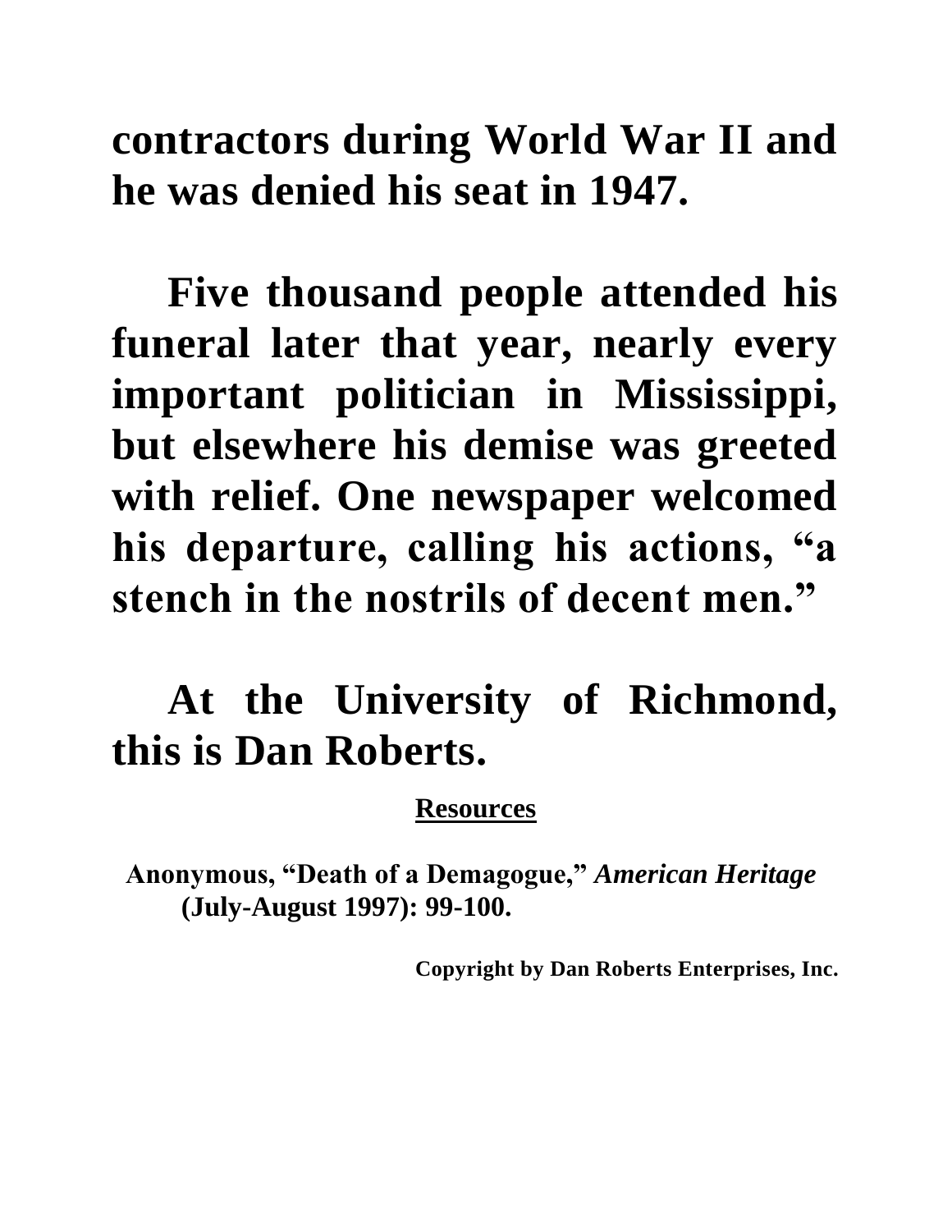**contractors during World War II and he was denied his seat in 1947.**

**Five thousand people attended his funeral later that year, nearly every important politician in Mississippi, but elsewhere his demise was greeted with relief. One newspaper welcomed his departure, calling his actions, "a stench in the nostrils of decent men."**

**At the University of Richmond, this is Dan Roberts.**

## Resources

**Anonymous, "Death of a Demagogue," *American Heritage* (July-August 1997): 99-100.**

**Copyright by Dan Roberts Enterprises, Inc.**